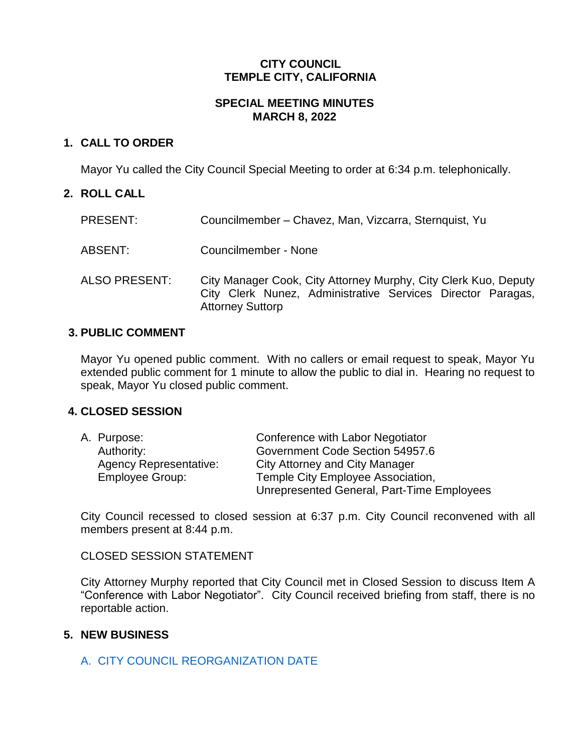**CITY COUNCIL**
**TEMPLE CITY, CALIFORNIA**

**SPECIAL MEETING MINUTES**
**MARCH 8, 2022**

## 1. CALL TO ORDER

Mayor Yu called the City Council Special Meeting to order at 6:34 p.m. telephonically.

## 2. ROLL CALL

| | |
|---|---|
| PRESENT: | Councilmember – Chavez, Man, Vizcarra, Sternquist, Yu |
| ABSENT: | Councilmember - None |
| ALSO PRESENT: | City Manager Cook, City Attorney Murphy, City Clerk Kuo, Deputy City Clerk Nunez, Administrative Services Director Paragas, Attorney Suttorp |

## 3. PUBLIC COMMENT

Mayor Yu opened public comment. With no callers or email request to speak, Mayor Yu extended public comment for 1 minute to allow the public to dial in. Hearing no request to speak, Mayor Yu closed public comment.

## 4. CLOSED SESSION

| | |
|---|---|
| A. Purpose: | Conference with Labor Negotiator |
| Authority: | Government Code Section 54957.6 |
| Agency Representative: | City Attorney and City Manager |
| Employee Group: | Temple City Employee Association, Unrepresented General, Part-Time Employees |

City Council recessed to closed session at 6:37 p.m. City Council reconvened with all members present at 8:44 p.m.

CLOSED SESSION STATEMENT

City Attorney Murphy reported that City Council met in Closed Session to discuss Item A "Conference with Labor Negotiator". City Council received briefing from staff, there is no reportable action.

## 5. NEW BUSINESS

A. CITY COUNCIL REORGANIZATION DATE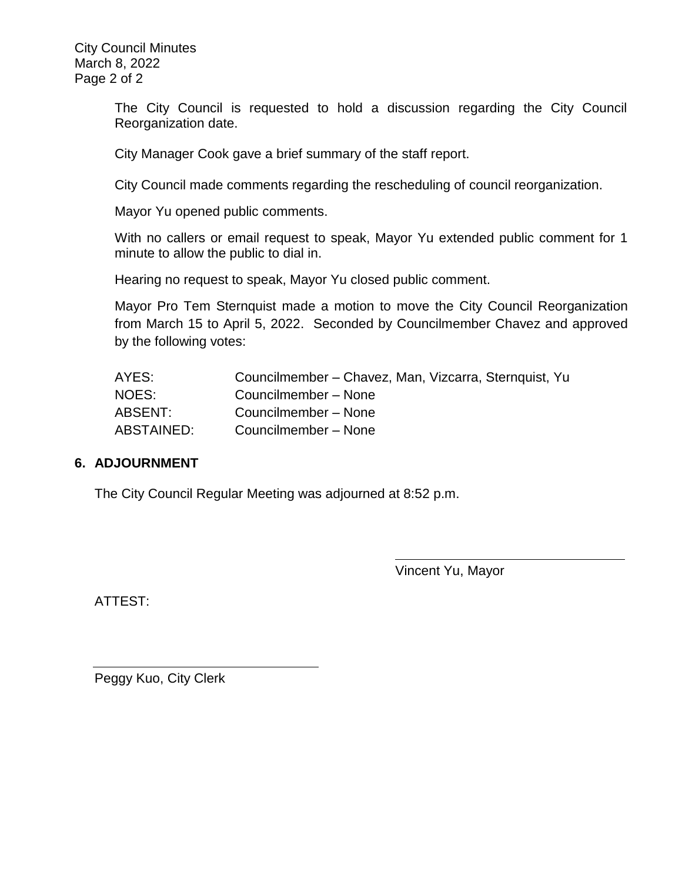The City Council is requested to hold a discussion regarding the City Council Reorganization date.

City Manager Cook gave a brief summary of the staff report.

City Council made comments regarding the rescheduling of council reorganization.

Mayor Yu opened public comments.

With no callers or email request to speak, Mayor Yu extended public comment for 1 minute to allow the public to dial in.

Hearing no request to speak, Mayor Yu closed public comment.

Mayor Pro Tem Sternquist made a motion to move the City Council Reorganization from March 15 to April 5, 2022. Seconded by Councilmember Chavez and approved by the following votes:

| | |
|---|---|
| AYES: | Councilmember – Chavez, Man, Vizcarra, Sternquist, Yu |
| NOES: | Councilmember – None |
| ABSENT: | Councilmember – None |
| ABSTAINED: | Councilmember – None |

## 6. ADJOURNMENT

The City Council Regular Meeting was adjourned at 8:52 p.m.

Vincent Yu, Mayor

ATTEST:

Peggy Kuo, City Clerk